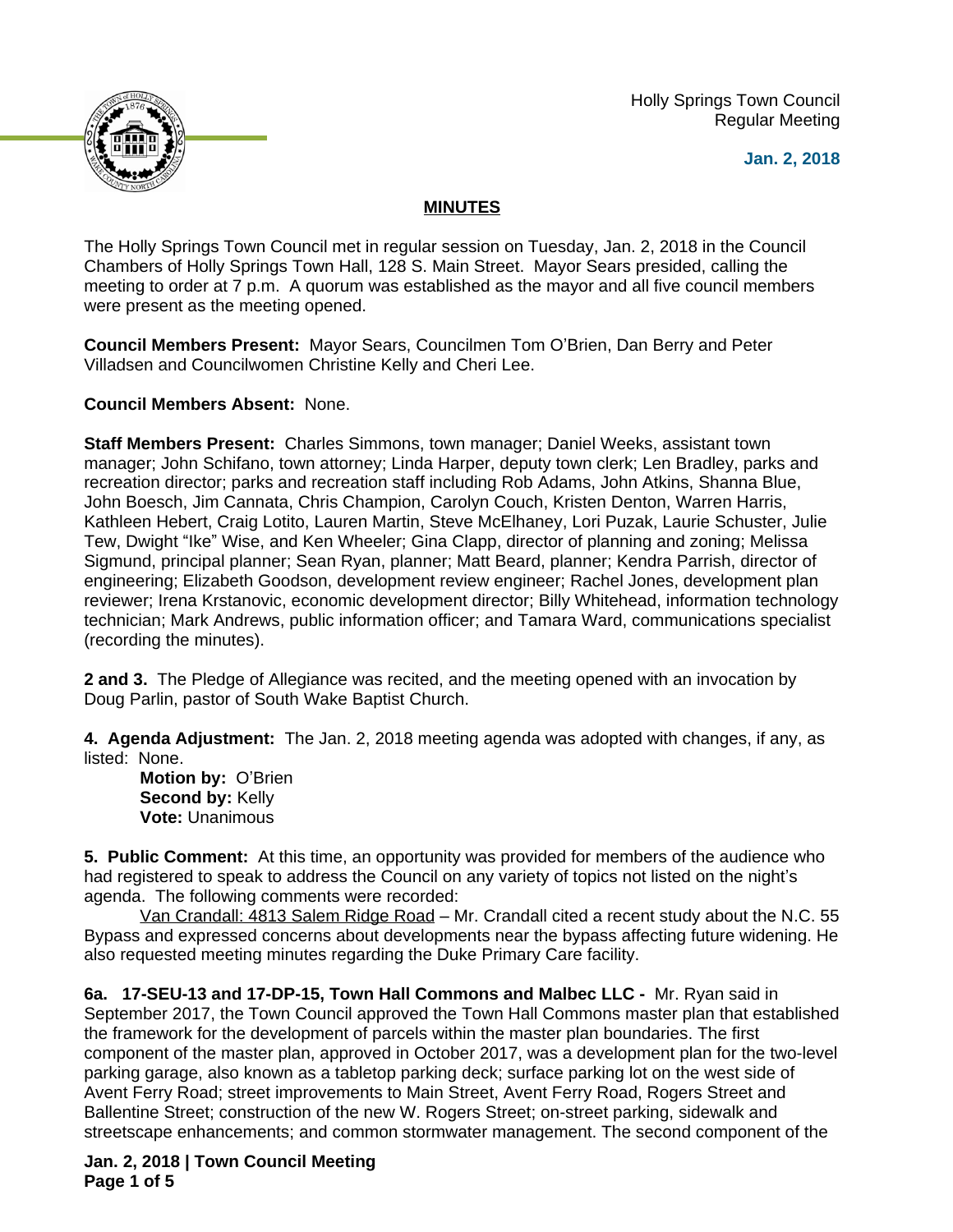Holly Springs Town Council
Regular Meeting

**Jan. 2, 2018**

## MINUTES

The Holly Springs Town Council met in regular session on Tuesday, Jan. 2, 2018 in the Council Chambers of Holly Springs Town Hall, 128 S. Main Street. Mayor Sears presided, calling the meeting to order at 7 p.m. A quorum was established as the mayor and all five council members were present as the meeting opened.

**Council Members Present:** Mayor Sears, Councilmen Tom O'Brien, Dan Berry and Peter Villadsen and Councilwomen Christine Kelly and Cheri Lee.

**Council Members Absent:** None.

**Staff Members Present:** Charles Simmons, town manager; Daniel Weeks, assistant town manager; John Schifano, town attorney; Linda Harper, deputy town clerk; Len Bradley, parks and recreation director; parks and recreation staff including Rob Adams, John Atkins, Shanna Blue, John Boesch, Jim Cannata, Chris Champion, Carolyn Couch, Kristen Denton, Warren Harris, Kathleen Hebert, Craig Lotito, Lauren Martin, Steve McElhaney, Lori Puzak, Laurie Schuster, Julie Tew, Dwight "Ike" Wise, and Ken Wheeler; Gina Clapp, director of planning and zoning; Melissa Sigmund, principal planner; Sean Ryan, planner; Matt Beard, planner; Kendra Parrish, director of engineering; Elizabeth Goodson, development review engineer; Rachel Jones, development plan reviewer; Irena Krstanovic, economic development director; Billy Whitehead, information technology technician; Mark Andrews, public information officer; and Tamara Ward, communications specialist (recording the minutes).

**2 and 3.** The Pledge of Allegiance was recited, and the meeting opened with an invocation by Doug Parlin, pastor of South Wake Baptist Church.

**4. Agenda Adjustment:** The Jan. 2, 2018 meeting agenda was adopted with changes, if any, as listed: None.

**Motion by:** O'Brien
**Second by:** Kelly
**Vote:** Unanimous

**5. Public Comment:** At this time, an opportunity was provided for members of the audience who had registered to speak to address the Council on any variety of topics not listed on the night's agenda. The following comments were recorded:

Van Crandall: 4813 Salem Ridge Road – Mr. Crandall cited a recent study about the N.C. 55 Bypass and expressed concerns about developments near the bypass affecting future widening. He also requested meeting minutes regarding the Duke Primary Care facility.

**6a. 17-SEU-13 and 17-DP-15, Town Hall Commons and Malbec LLC -** Mr. Ryan said in September 2017, the Town Council approved the Town Hall Commons master plan that established the framework for the development of parcels within the master plan boundaries. The first component of the master plan, approved in October 2017, was a development plan for the two-level parking garage, also known as a tabletop parking deck; surface parking lot on the west side of Avent Ferry Road; street improvements to Main Street, Avent Ferry Road, Rogers Street and Ballentine Street; construction of the new W. Rogers Street; on-street parking, sidewalk and streetscape enhancements; and common stormwater management. The second component of the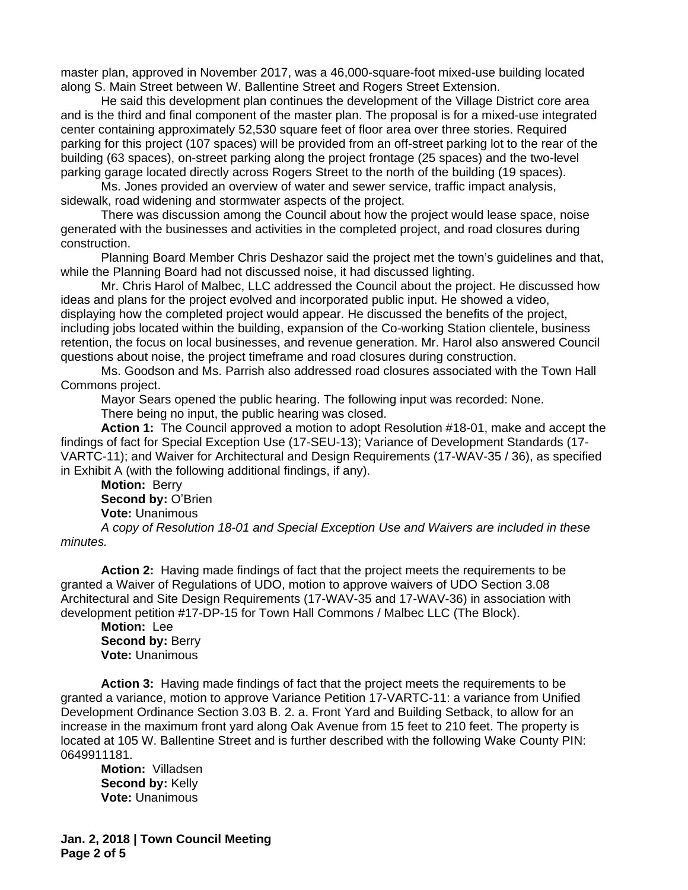master plan, approved in November 2017, was a 46,000-square-foot mixed-use building located along S. Main Street between W. Ballentine Street and Rogers Street Extension.

He said this development plan continues the development of the Village District core area and is the third and final component of the master plan. The proposal is for a mixed-use integrated center containing approximately 52,530 square feet of floor area over three stories. Required parking for this project (107 spaces) will be provided from an off-street parking lot to the rear of the building (63 spaces), on-street parking along the project frontage (25 spaces) and the two-level parking garage located directly across Rogers Street to the north of the building (19 spaces).

Ms. Jones provided an overview of water and sewer service, traffic impact analysis, sidewalk, road widening and stormwater aspects of the project.

There was discussion among the Council about how the project would lease space, noise generated with the businesses and activities in the completed project, and road closures during construction.

Planning Board Member Chris Deshazor said the project met the town's guidelines and that, while the Planning Board had not discussed noise, it had discussed lighting.

Mr. Chris Harol of Malbec, LLC addressed the Council about the project. He discussed how ideas and plans for the project evolved and incorporated public input. He showed a video, displaying how the completed project would appear. He discussed the benefits of the project, including jobs located within the building, expansion of the Co-working Station clientele, business retention, the focus on local businesses, and revenue generation. Mr. Harol also answered Council questions about noise, the project timeframe and road closures during construction.

Ms. Goodson and Ms. Parrish also addressed road closures associated with the Town Hall Commons project.

Mayor Sears opened the public hearing. The following input was recorded: None.

There being no input, the public hearing was closed.

**Action 1:** The Council approved a motion to adopt Resolution #18-01, make and accept the findings of fact for Special Exception Use (17-SEU-13); Variance of Development Standards (17-VARTC-11); and Waiver for Architectural and Design Requirements (17-WAV-35 / 36), as specified in Exhibit A (with the following additional findings, if any).

**Motion:** Berry
**Second by:** O'Brien
**Vote:** Unanimous

*A copy of Resolution 18-01 and Special Exception Use and Waivers are included in these minutes.*

**Action 2:** Having made findings of fact that the project meets the requirements to be granted a Waiver of Regulations of UDO, motion to approve waivers of UDO Section 3.08 Architectural and Site Design Requirements (17-WAV-35 and 17-WAV-36) in association with development petition #17-DP-15 for Town Hall Commons / Malbec LLC (The Block).

**Motion:** Lee
**Second by:** Berry
**Vote:** Unanimous

**Action 3:** Having made findings of fact that the project meets the requirements to be granted a variance, motion to approve Variance Petition 17-VARTC-11: a variance from Unified Development Ordinance Section 3.03 B. 2. a. Front Yard and Building Setback, to allow for an increase in the maximum front yard along Oak Avenue from 15 feet to 210 feet. The property is located at 105 W. Ballentine Street and is further described with the following Wake County PIN: 0649911181.

**Motion:** Villadsen
**Second by:** Kelly
**Vote:** Unanimous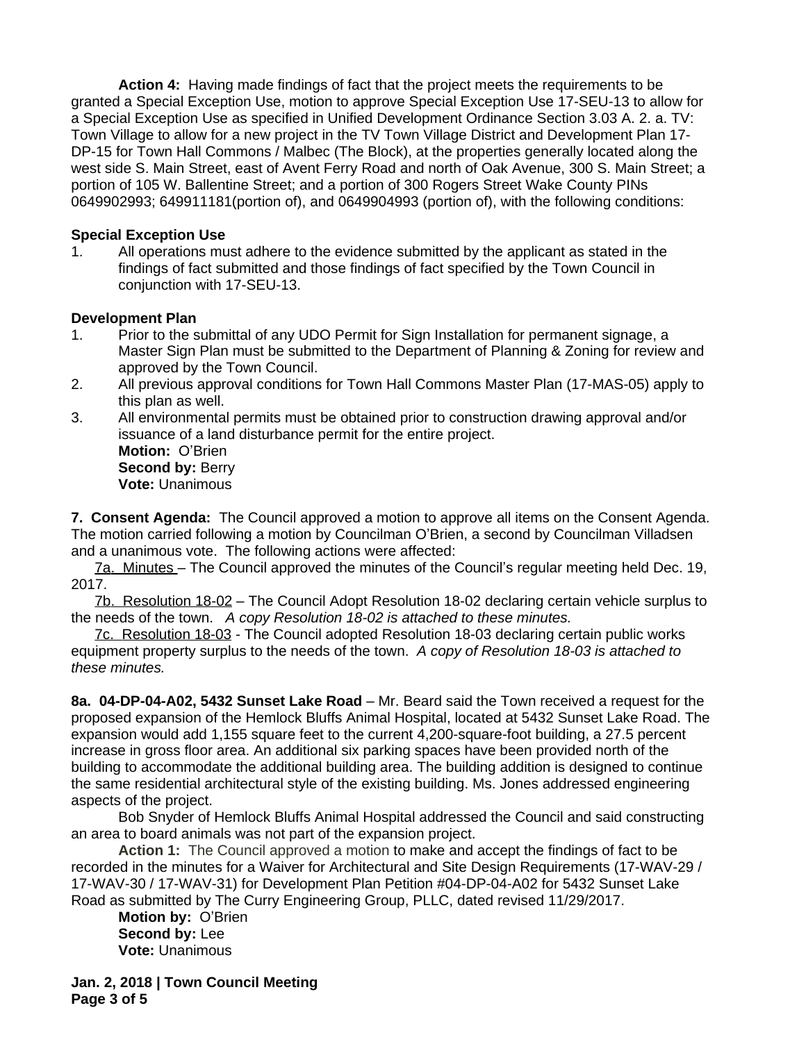**Action 4:** Having made findings of fact that the project meets the requirements to be granted a Special Exception Use, motion to approve Special Exception Use 17-SEU-13 to allow for a Special Exception Use as specified in Unified Development Ordinance Section 3.03 A. 2. a. TV: Town Village to allow for a new project in the TV Town Village District and Development Plan 17-DP-15 for Town Hall Commons / Malbec (The Block), at the properties generally located along the west side S. Main Street, east of Avent Ferry Road and north of Oak Avenue, 300 S. Main Street; a portion of 105 W. Ballentine Street; and a portion of 300 Rogers Street Wake County PINs 0649902993; 649911181(portion of), and 0649904993 (portion of), with the following conditions:

**Special Exception Use**

1. All operations must adhere to the evidence submitted by the applicant as stated in the findings of fact submitted and those findings of fact specified by the Town Council in conjunction with 17-SEU-13.

**Development Plan**

1. Prior to the submittal of any UDO Permit for Sign Installation for permanent signage, a Master Sign Plan must be submitted to the Department of Planning & Zoning for review and approved by the Town Council.
2. All previous approval conditions for Town Hall Commons Master Plan (17-MAS-05) apply to this plan as well.
3. All environmental permits must be obtained prior to construction drawing approval and/or issuance of a land disturbance permit for the entire project.

**Motion:** O'Brien
**Second by:** Berry
**Vote:** Unanimous

**7. Consent Agenda:** The Council approved a motion to approve all items on the Consent Agenda. The motion carried following a motion by Councilman O'Brien, a second by Councilman Villadsen and a unanimous vote. The following actions were affected:

7a. Minutes – The Council approved the minutes of the Council's regular meeting held Dec. 19, 2017.

7b. Resolution 18-02 – The Council Adopt Resolution 18-02 declaring certain vehicle surplus to the needs of the town. *A copy Resolution 18-02 is attached to these minutes.*

7c. Resolution 18-03 - The Council adopted Resolution 18-03 declaring certain public works equipment property surplus to the needs of the town. *A copy of Resolution 18-03 is attached to these minutes.*

**8a. 04-DP-04-A02, 5432 Sunset Lake Road** – Mr. Beard said the Town received a request for the proposed expansion of the Hemlock Bluffs Animal Hospital, located at 5432 Sunset Lake Road. The expansion would add 1,155 square feet to the current 4,200-square-foot building, a 27.5 percent increase in gross floor area. An additional six parking spaces have been provided north of the building to accommodate the additional building area. The building addition is designed to continue the same residential architectural style of the existing building. Ms. Jones addressed engineering aspects of the project.

Bob Snyder of Hemlock Bluffs Animal Hospital addressed the Council and said constructing an area to board animals was not part of the expansion project.

**Action 1:** The Council approved a motion to make and accept the findings of fact to be recorded in the minutes for a Waiver for Architectural and Site Design Requirements (17-WAV-29 / 17-WAV-30 / 17-WAV-31) for Development Plan Petition #04-DP-04-A02 for 5432 Sunset Lake Road as submitted by The Curry Engineering Group, PLLC, dated revised 11/29/2017.

**Motion by:** O'Brien
**Second by:** Lee
**Vote:** Unanimous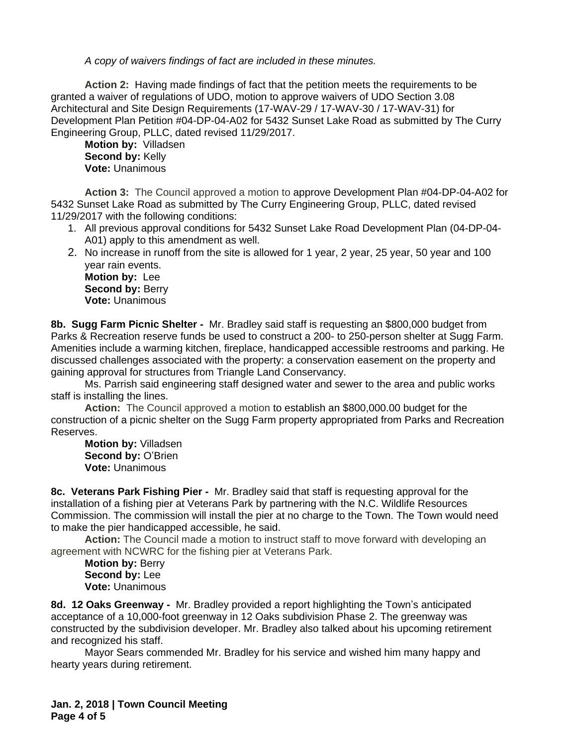*A copy of waivers findings of fact are included in these minutes.*

**Action 2:** Having made findings of fact that the petition meets the requirements to be granted a waiver of regulations of UDO, motion to approve waivers of UDO Section 3.08 Architectural and Site Design Requirements (17-WAV-29 / 17-WAV-30 / 17-WAV-31) for Development Plan Petition #04-DP-04-A02 for 5432 Sunset Lake Road as submitted by The Curry Engineering Group, PLLC, dated revised 11/29/2017.

**Motion by:** Villadsen
**Second by:** Kelly
**Vote:** Unanimous

**Action 3:** The Council approved a motion to approve Development Plan #04-DP-04-A02 for 5432 Sunset Lake Road as submitted by The Curry Engineering Group, PLLC, dated revised 11/29/2017 with the following conditions:

1. All previous approval conditions for 5432 Sunset Lake Road Development Plan (04-DP-04-A01) apply to this amendment as well.
2. No increase in runoff from the site is allowed for 1 year, 2 year, 25 year, 50 year and 100 year rain events.

**Motion by:** Lee
**Second by:** Berry
**Vote:** Unanimous

**8b. Sugg Farm Picnic Shelter -** Mr. Bradley said staff is requesting an $800,000 budget from Parks & Recreation reserve funds be used to construct a 200- to 250-person shelter at Sugg Farm. Amenities include a warming kitchen, fireplace, handicapped accessible restrooms and parking. He discussed challenges associated with the property: a conservation easement on the property and gaining approval for structures from Triangle Land Conservancy.

Ms. Parrish said engineering staff designed water and sewer to the area and public works staff is installing the lines.

**Action:** The Council approved a motion to establish an $800,000.00 budget for the construction of a picnic shelter on the Sugg Farm property appropriated from Parks and Recreation Reserves.

**Motion by:** Villadsen
**Second by:** O'Brien
**Vote:** Unanimous

**8c. Veterans Park Fishing Pier -** Mr. Bradley said that staff is requesting approval for the installation of a fishing pier at Veterans Park by partnering with the N.C. Wildlife Resources Commission. The commission will install the pier at no charge to the Town. The Town would need to make the pier handicapped accessible, he said.

**Action:** The Council made a motion to instruct staff to move forward with developing an agreement with NCWRC for the fishing pier at Veterans Park.

**Motion by:** Berry
**Second by:** Lee
**Vote:** Unanimous

**8d. 12 Oaks Greenway -** Mr. Bradley provided a report highlighting the Town's anticipated acceptance of a 10,000-foot greenway in 12 Oaks subdivision Phase 2. The greenway was constructed by the subdivision developer. Mr. Bradley also talked about his upcoming retirement and recognized his staff.

Mayor Sears commended Mr. Bradley for his service and wished him many happy and hearty years during retirement.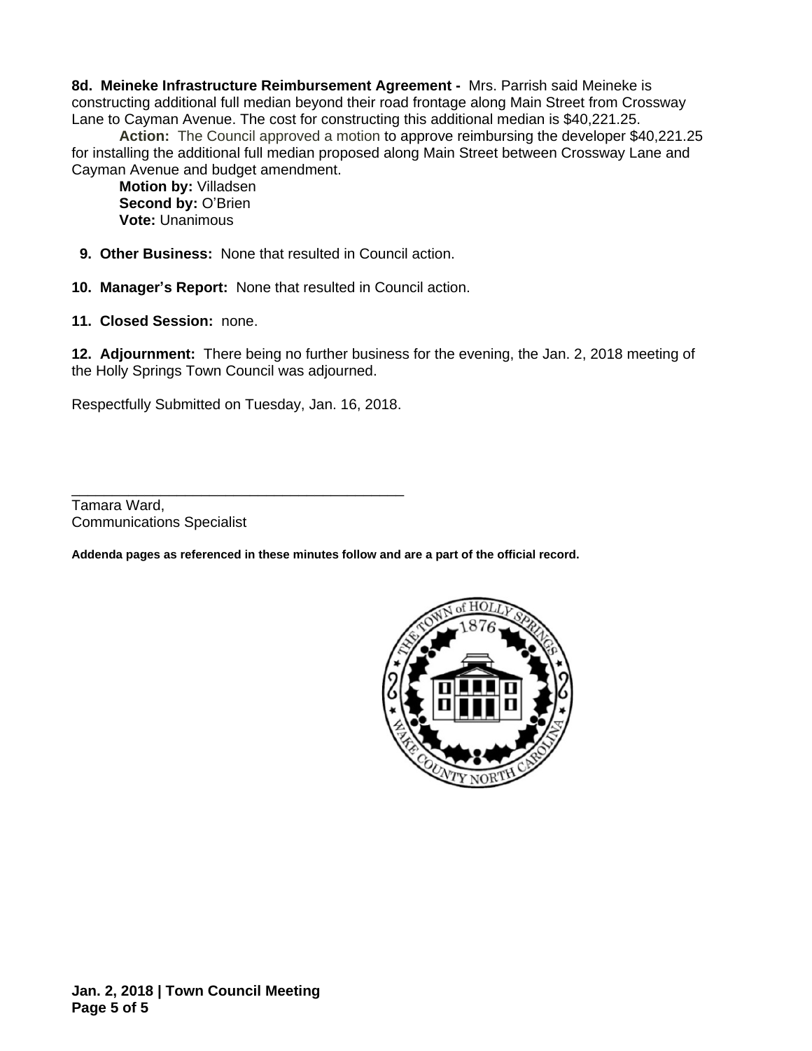**8d. Meineke Infrastructure Reimbursement Agreement -** Mrs. Parrish said Meineke is constructing additional full median beyond their road frontage along Main Street from Crossway Lane to Cayman Avenue. The cost for constructing this additional median is $40,221.25.

**Action:** The Council approved a motion to approve reimbursing the developer $40,221.25 for installing the additional full median proposed along Main Street between Crossway Lane and Cayman Avenue and budget amendment.

**Motion by:** Villadsen
**Second by:** O'Brien
**Vote:** Unanimous

**9. Other Business:** None that resulted in Council action.

**10. Manager's Report:** None that resulted in Council action.

**11. Closed Session:** none.

**12. Adjournment:** There being no further business for the evening, the Jan. 2, 2018 meeting of the Holly Springs Town Council was adjourned.

Respectfully Submitted on Tuesday, Jan. 16, 2018.

\_\_\_\_\_\_\_\_\_\_\_\_\_\_\_\_\_\_\_\_\_\_\_\_\_\_\_\_\_\_\_\_\_\_\_\_\_\_\_\_\_\_

Tamara Ward,
Communications Specialist

**Addenda pages as referenced in these minutes follow and are a part of the official record.**